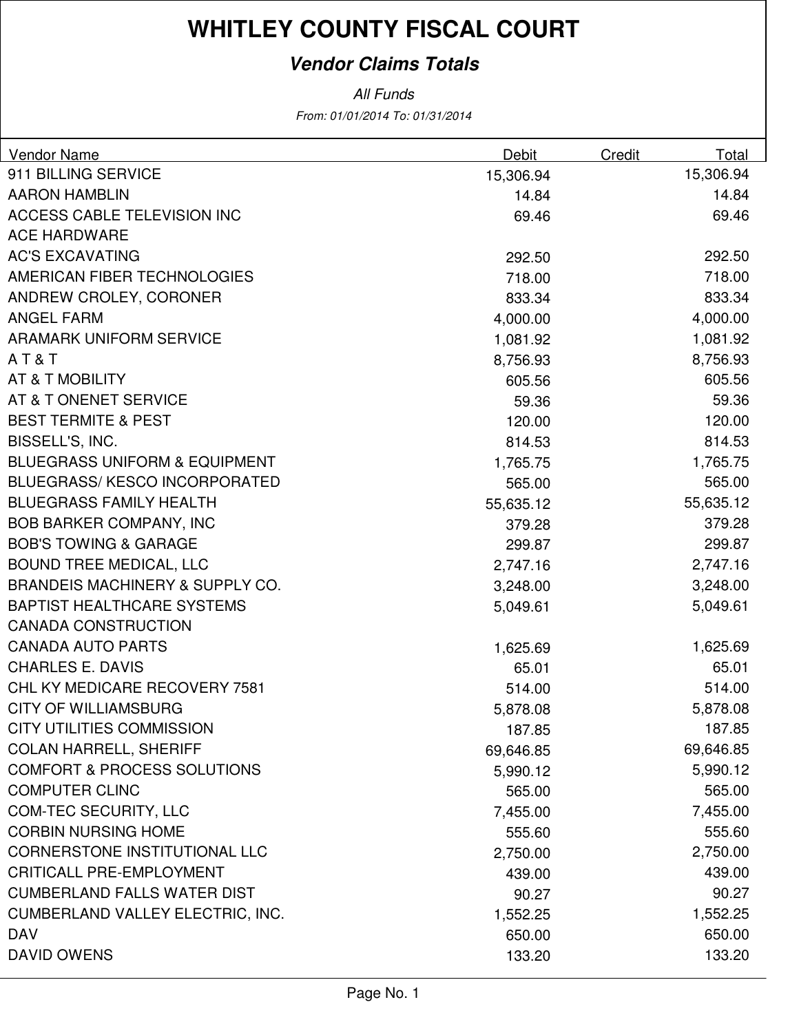# WHITLEY COUNTY FISCAL COURT

## *Vendor Claims Totals*

*All Funds*

*From: 01/01/2014 To: 01/31/2014*

| Vendor Name | Debit | Credit | Total |
|---|---|---|---|
| 911 BILLING SERVICE | 15,306.94 | | 15,306.94 |
| AARON HAMBLIN | 14.84 | | 14.84 |
| ACCESS CABLE TELEVISION INC | 69.46 | | 69.46 |
| ACE HARDWARE | | | |
| AC'S EXCAVATING | 292.50 | | 292.50 |
| AMERICAN FIBER TECHNOLOGIES | 718.00 | | 718.00 |
| ANDREW CROLEY, CORONER | 833.34 | | 833.34 |
| ANGEL FARM | 4,000.00 | | 4,000.00 |
| ARAMARK UNIFORM SERVICE | 1,081.92 | | 1,081.92 |
| A T & T | 8,756.93 | | 8,756.93 |
| AT & T MOBILITY | 605.56 | | 605.56 |
| AT & T ONENET SERVICE | 59.36 | | 59.36 |
| BEST TERMITE & PEST | 120.00 | | 120.00 |
| BISSELL'S, INC. | 814.53 | | 814.53 |
| BLUEGRASS UNIFORM & EQUIPMENT | 1,765.75 | | 1,765.75 |
| BLUEGRASS/ KESCO INCORPORATED | 565.00 | | 565.00 |
| BLUEGRASS FAMILY HEALTH | 55,635.12 | | 55,635.12 |
| BOB BARKER COMPANY, INC | 379.28 | | 379.28 |
| BOB'S TOWING & GARAGE | 299.87 | | 299.87 |
| BOUND TREE MEDICAL, LLC | 2,747.16 | | 2,747.16 |
| BRANDEIS MACHINERY & SUPPLY CO. | 3,248.00 | | 3,248.00 |
| BAPTIST HEALTHCARE SYSTEMS | 5,049.61 | | 5,049.61 |
| CANADA CONSTRUCTION | | | |
| CANADA AUTO PARTS | 1,625.69 | | 1,625.69 |
| CHARLES E. DAVIS | 65.01 | | 65.01 |
| CHL KY MEDICARE RECOVERY 7581 | 514.00 | | 514.00 |
| CITY OF WILLIAMSBURG | 5,878.08 | | 5,878.08 |
| CITY UTILITIES COMMISSION | 187.85 | | 187.85 |
| COLAN HARRELL, SHERIFF | 69,646.85 | | 69,646.85 |
| COMFORT & PROCESS SOLUTIONS | 5,990.12 | | 5,990.12 |
| COMPUTER CLINC | 565.00 | | 565.00 |
| COM-TEC SECURITY, LLC | 7,455.00 | | 7,455.00 |
| CORBIN NURSING HOME | 555.60 | | 555.60 |
| CORNERSTONE INSTITUTIONAL LLC | 2,750.00 | | 2,750.00 |
| CRITICALL PRE-EMPLOYMENT | 439.00 | | 439.00 |
| CUMBERLAND FALLS WATER DIST | 90.27 | | 90.27 |
| CUMBERLAND VALLEY ELECTRIC, INC. | 1,552.25 | | 1,552.25 |
| DAV | 650.00 | | 650.00 |
| DAVID OWENS | 133.20 | | 133.20 |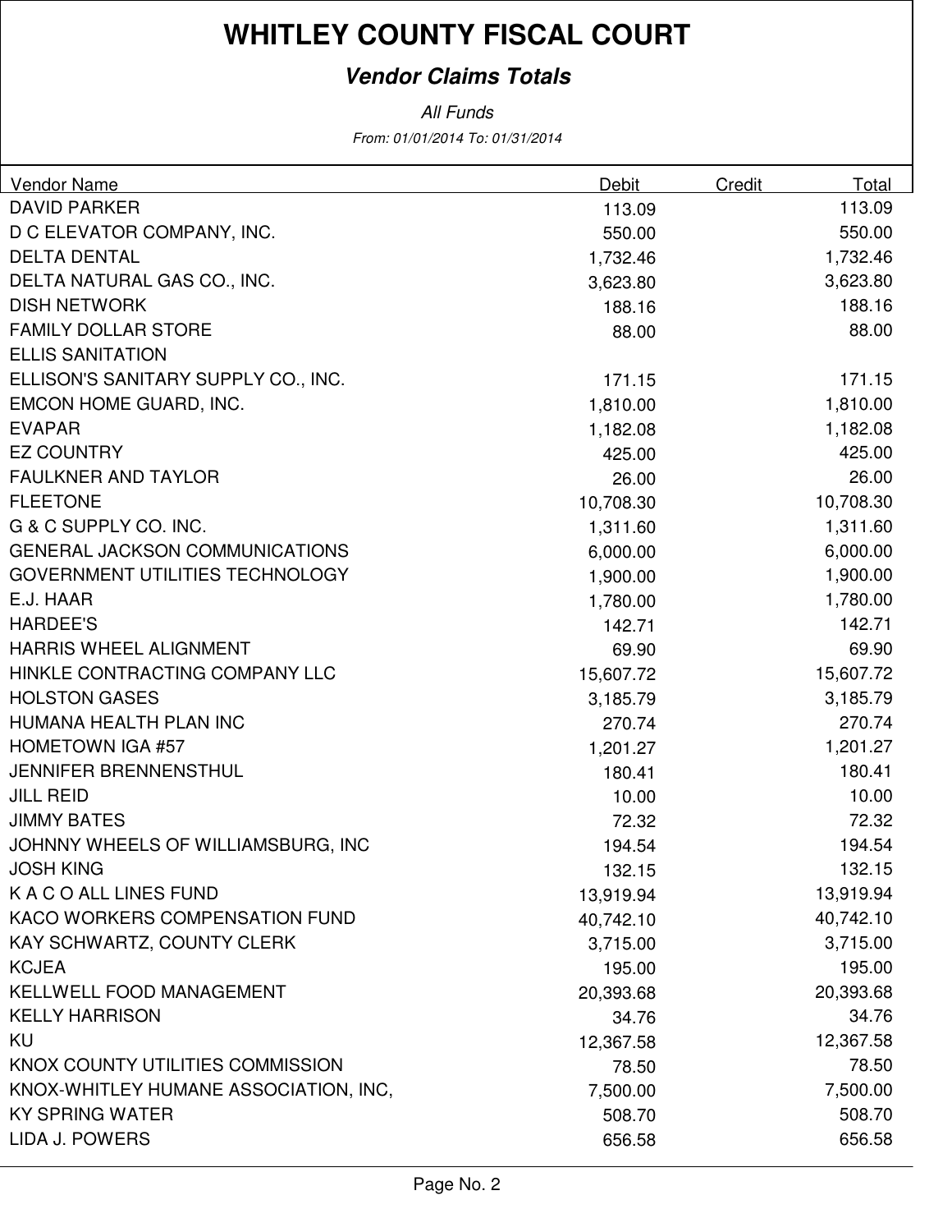# WHITLEY COUNTY FISCAL COURT

## *Vendor Claims Totals*

*All Funds*

*From: 01/01/2014 To: 01/31/2014*

| Vendor Name | Debit | Credit | Total |
|---|---|---|---|
| DAVID PARKER | 113.09 | | 113.09 |
| D C ELEVATOR COMPANY, INC. | 550.00 | | 550.00 |
| DELTA DENTAL | 1,732.46 | | 1,732.46 |
| DELTA NATURAL GAS CO., INC. | 3,623.80 | | 3,623.80 |
| DISH NETWORK | 188.16 | | 188.16 |
| FAMILY DOLLAR STORE | 88.00 | | 88.00 |
| ELLIS SANITATION | | | |
| ELLISON'S SANITARY SUPPLY CO., INC. | 171.15 | | 171.15 |
| EMCON HOME GUARD, INC. | 1,810.00 | | 1,810.00 |
| EVAPAR | 1,182.08 | | 1,182.08 |
| EZ COUNTRY | 425.00 | | 425.00 |
| FAULKNER AND TAYLOR | 26.00 | | 26.00 |
| FLEETONE | 10,708.30 | | 10,708.30 |
| G & C SUPPLY CO. INC. | 1,311.60 | | 1,311.60 |
| GENERAL JACKSON COMMUNICATIONS | 6,000.00 | | 6,000.00 |
| GOVERNMENT UTILITIES TECHNOLOGY | 1,900.00 | | 1,900.00 |
| E.J. HAAR | 1,780.00 | | 1,780.00 |
| HARDEE'S | 142.71 | | 142.71 |
| HARRIS WHEEL ALIGNMENT | 69.90 | | 69.90 |
| HINKLE CONTRACTING COMPANY LLC | 15,607.72 | | 15,607.72 |
| HOLSTON GASES | 3,185.79 | | 3,185.79 |
| HUMANA HEALTH PLAN INC | 270.74 | | 270.74 |
| HOMETOWN IGA #57 | 1,201.27 | | 1,201.27 |
| JENNIFER BRENNENSTHUL | 180.41 | | 180.41 |
| JILL REID | 10.00 | | 10.00 |
| JIMMY BATES | 72.32 | | 72.32 |
| JOHNNY WHEELS OF WILLIAMSBURG, INC | 194.54 | | 194.54 |
| JOSH KING | 132.15 | | 132.15 |
| K A C O ALL LINES FUND | 13,919.94 | | 13,919.94 |
| KACO WORKERS COMPENSATION FUND | 40,742.10 | | 40,742.10 |
| KAY SCHWARTZ, COUNTY CLERK | 3,715.00 | | 3,715.00 |
| KCJEA | 195.00 | | 195.00 |
| KELLWELL FOOD MANAGEMENT | 20,393.68 | | 20,393.68 |
| KELLY HARRISON | 34.76 | | 34.76 |
| KU | 12,367.58 | | 12,367.58 |
| KNOX COUNTY UTILITIES COMMISSION | 78.50 | | 78.50 |
| KNOX-WHITLEY HUMANE ASSOCIATION, INC, | 7,500.00 | | 7,500.00 |
| KY SPRING WATER | 508.70 | | 508.70 |
| LIDA J. POWERS | 656.58 | | 656.58 |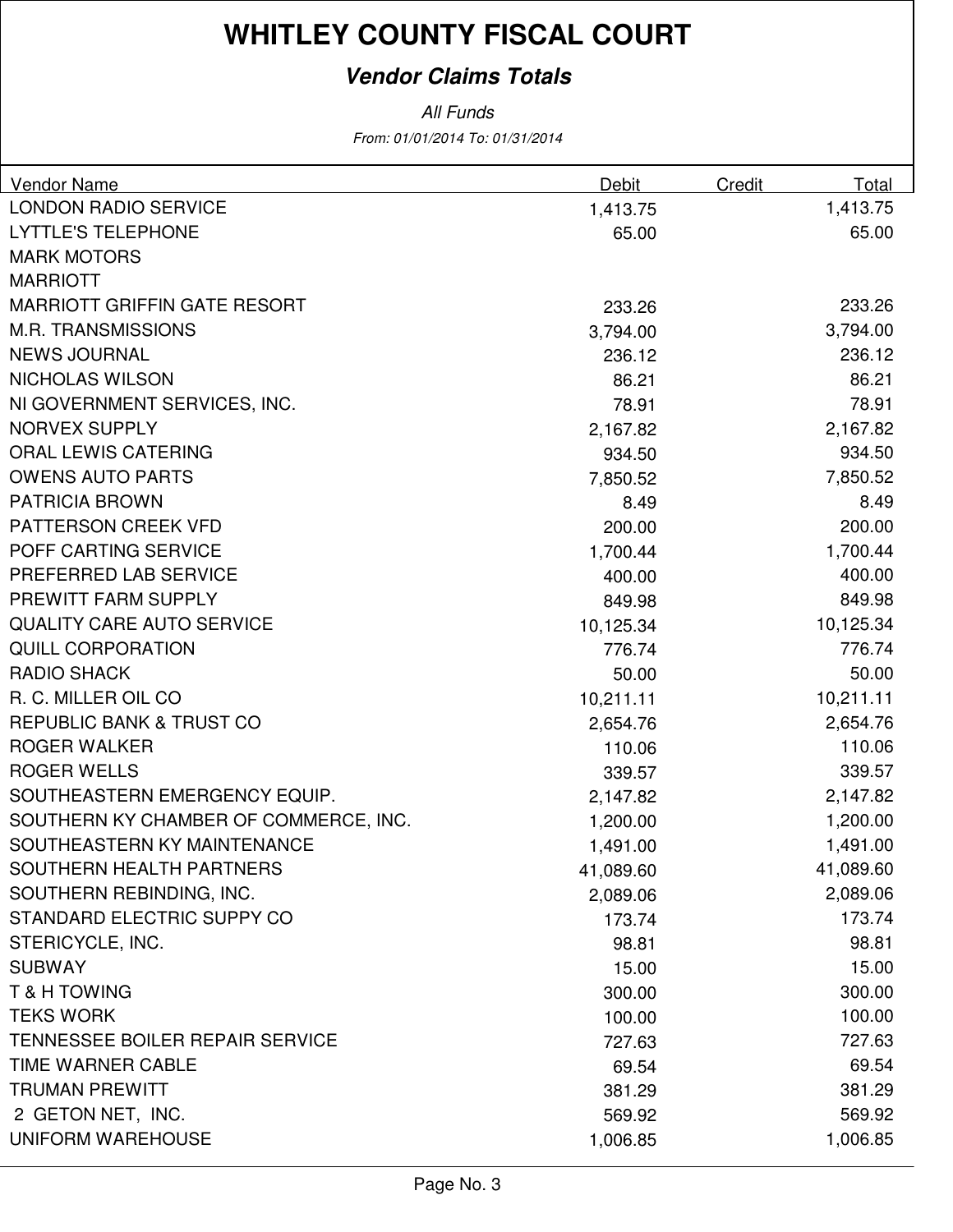# WHITLEY COUNTY FISCAL COURT

## *Vendor Claims Totals*

*All Funds*

*From: 01/01/2014 To: 01/31/2014*

| Vendor Name | Debit | Credit | Total |
|---|---|---|---|
| LONDON RADIO SERVICE | 1,413.75 | | 1,413.75 |
| LYTTLE'S TELEPHONE | 65.00 | | 65.00 |
| MARK MOTORS | | | |
| MARRIOTT | | | |
| MARRIOTT GRIFFIN GATE RESORT | 233.26 | | 233.26 |
| M.R. TRANSMISSIONS | 3,794.00 | | 3,794.00 |
| NEWS JOURNAL | 236.12 | | 236.12 |
| NICHOLAS WILSON | 86.21 | | 86.21 |
| NI GOVERNMENT SERVICES, INC. | 78.91 | | 78.91 |
| NORVEX SUPPLY | 2,167.82 | | 2,167.82 |
| ORAL LEWIS CATERING | 934.50 | | 934.50 |
| OWENS AUTO PARTS | 7,850.52 | | 7,850.52 |
| PATRICIA BROWN | 8.49 | | 8.49 |
| PATTERSON CREEK VFD | 200.00 | | 200.00 |
| POFF CARTING SERVICE | 1,700.44 | | 1,700.44 |
| PREFERRED LAB SERVICE | 400.00 | | 400.00 |
| PREWITT FARM SUPPLY | 849.98 | | 849.98 |
| QUALITY CARE AUTO SERVICE | 10,125.34 | | 10,125.34 |
| QUILL CORPORATION | 776.74 | | 776.74 |
| RADIO SHACK | 50.00 | | 50.00 |
| R. C. MILLER OIL CO | 10,211.11 | | 10,211.11 |
| REPUBLIC BANK & TRUST CO | 2,654.76 | | 2,654.76 |
| ROGER WALKER | 110.06 | | 110.06 |
| ROGER WELLS | 339.57 | | 339.57 |
| SOUTHEASTERN EMERGENCY EQUIP. | 2,147.82 | | 2,147.82 |
| SOUTHERN KY CHAMBER OF COMMERCE, INC. | 1,200.00 | | 1,200.00 |
| SOUTHEASTERN KY MAINTENANCE | 1,491.00 | | 1,491.00 |
| SOUTHERN HEALTH PARTNERS | 41,089.60 | | 41,089.60 |
| SOUTHERN REBINDING, INC. | 2,089.06 | | 2,089.06 |
| STANDARD ELECTRIC SUPPY CO | 173.74 | | 173.74 |
| STERICYCLE, INC. | 98.81 | | 98.81 |
| SUBWAY | 15.00 | | 15.00 |
| T & H TOWING | 300.00 | | 300.00 |
| TEKS WORK | 100.00 | | 100.00 |
| TENNESSEE BOILER REPAIR SERVICE | 727.63 | | 727.63 |
| TIME WARNER CABLE | 69.54 | | 69.54 |
| TRUMAN PREWITT | 381.29 | | 381.29 |
| 2 GETON NET, INC. | 569.92 | | 569.92 |
| UNIFORM WAREHOUSE | 1,006.85 | | 1,006.85 |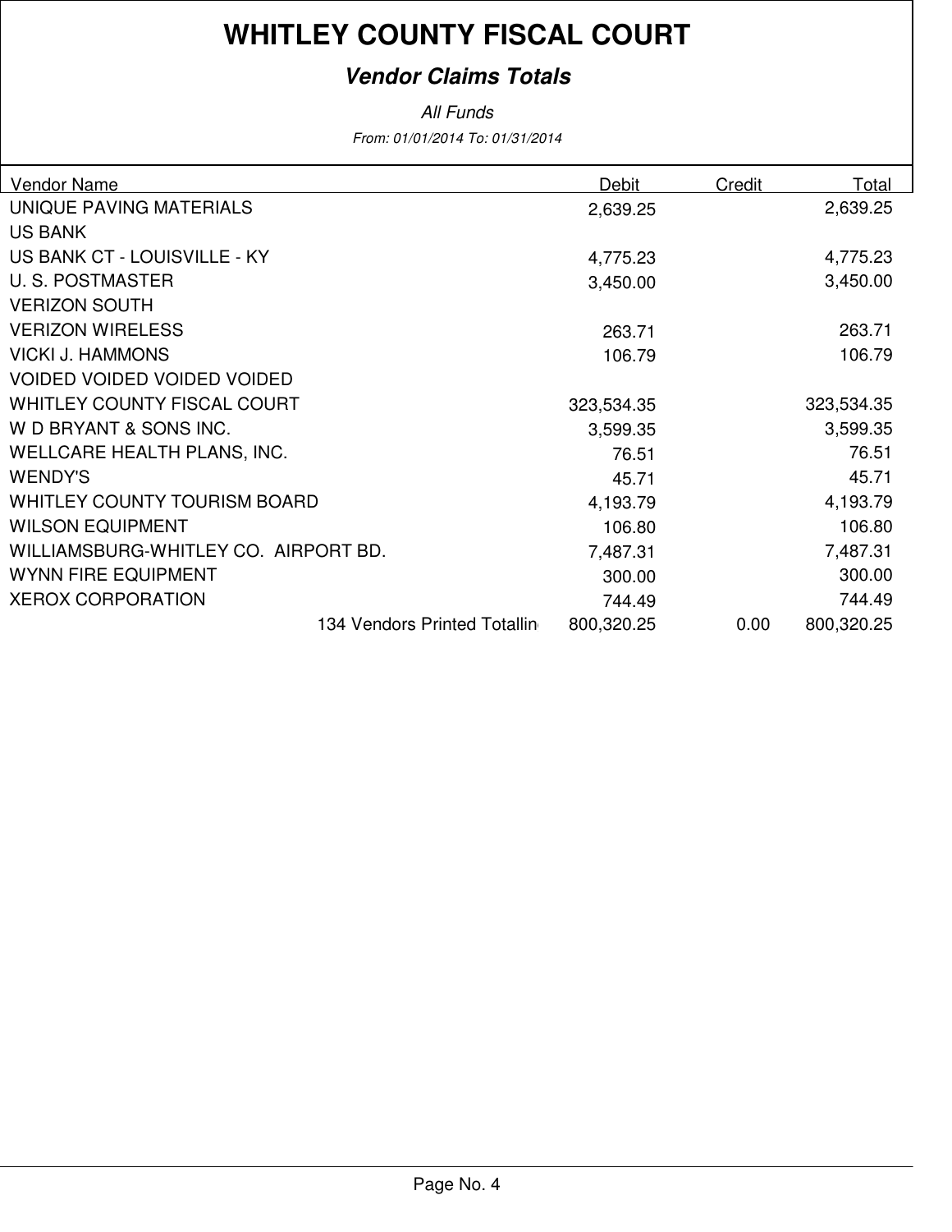# WHITLEY COUNTY FISCAL COURT

## *Vendor Claims Totals*

*All Funds*

*From: 01/01/2014 To: 01/31/2014*

| Vendor Name | Debit | Credit | Total |
|---|---|---|---|
| UNIQUE PAVING MATERIALS | 2,639.25 | | 2,639.25 |
| US BANK | | | |
| US BANK CT - LOUISVILLE - KY | 4,775.23 | | 4,775.23 |
| U. S. POSTMASTER | 3,450.00 | | 3,450.00 |
| VERIZON SOUTH | | | |
| VERIZON WIRELESS | 263.71 | | 263.71 |
| VICKI J. HAMMONS | 106.79 | | 106.79 |
| VOIDED VOIDED VOIDED VOIDED | | | |
| WHITLEY COUNTY FISCAL COURT | 323,534.35 | | 323,534.35 |
| W D BRYANT & SONS INC. | 3,599.35 | | 3,599.35 |
| WELLCARE HEALTH PLANS, INC. | 76.51 | | 76.51 |
| WENDY'S | 45.71 | | 45.71 |
| WHITLEY COUNTY TOURISM BOARD | 4,193.79 | | 4,193.79 |
| WILSON EQUIPMENT | 106.80 | | 106.80 |
| WILLIAMSBURG-WHITLEY CO. AIRPORT BD. | 7,487.31 | | 7,487.31 |
| WYNN FIRE EQUIPMENT | 300.00 | | 300.00 |
| XEROX CORPORATION | 744.49 | | 744.49 |
| 134 Vendors Printed Totallin | 800,320.25 | 0.00 | 800,320.25 |